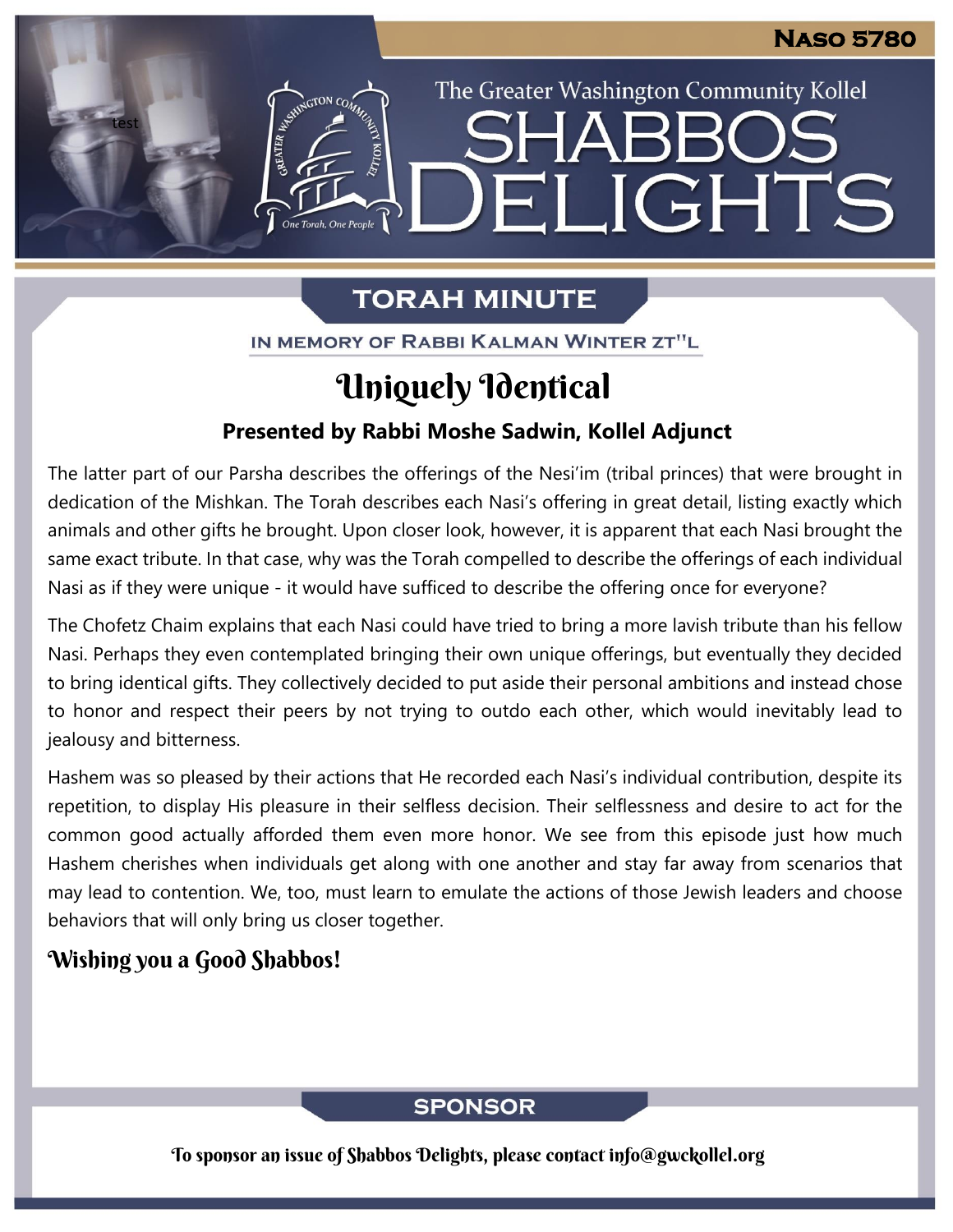**Naso 5780**

The Greater Washington Community Kollel

# Shabbos Delights

## TORAH MINUTE

IN MEMORY OF RABBI KALMAN WINTER ZT"L

# Uniquely Identical

**Presented by Rabbi Moshe Sadwin, Kollel Adjunct**

The latter part of our Parsha describes the offerings of the Nesi'im (tribal princes) that were brought in dedication of the Mishkan. The Torah describes each Nasi's offering in great detail, listing exactly which animals and other gifts he brought. Upon closer look, however, it is apparent that each Nasi brought the same exact tribute. In that case, why was the Torah compelled to describe the offerings of each individual Nasi as if they were unique - it would have sufficed to describe the offering once for everyone?

The Chofetz Chaim explains that each Nasi could have tried to bring a more lavish tribute than his fellow Nasi. Perhaps they even contemplated bringing their own unique offerings, but eventually they decided to bring identical gifts. They collectively decided to put aside their personal ambitions and instead chose to honor and respect their peers by not trying to outdo each other, which would inevitably lead to jealousy and bitterness.

Hashem was so pleased by their actions that He recorded each Nasi's individual contribution, despite its repetition, to display His pleasure in their selfless decision. Their selflessness and desire to act for the common good actually afforded them even more honor. We see from this episode just how much Hashem cherishes when individuals get along with one another and stay far away from scenarios that may lead to contention. We, too, must learn to emulate the actions of those Jewish leaders and choose behaviors that will only bring us closer together.

**Wishing you a Good Shabbos!**

## SPONSOR

To sponsor an issue of Shabbos Delights, please contact info@gwckollel.org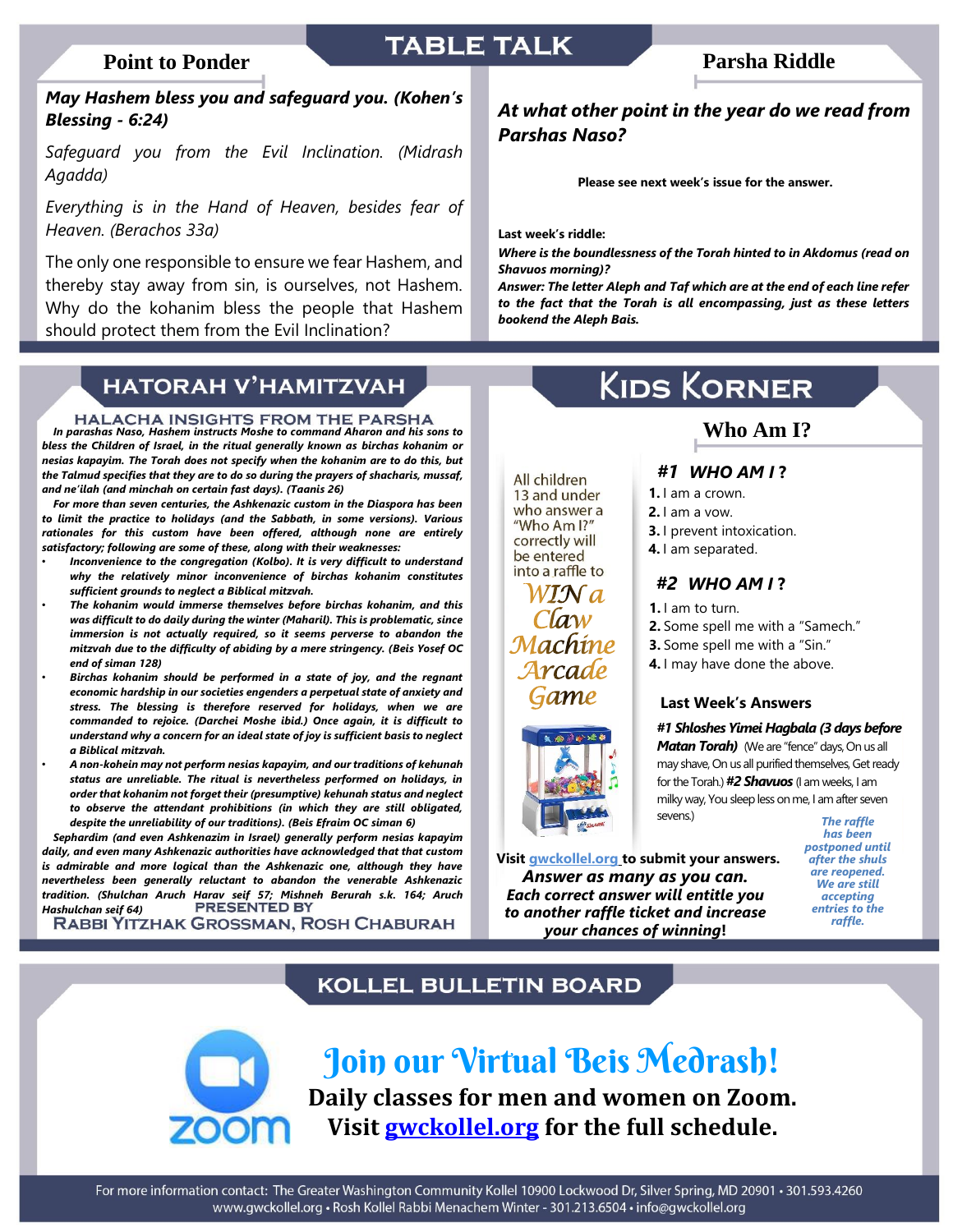# TABLE TALK

## Point to Ponder

***May Hashem bless you and safeguard you. (Kohen's Blessing - 6:24)***

*Safeguard you from the Evil Inclination. (Midrash Agadda)*

*Everything is in the Hand of Heaven, besides fear of Heaven. (Berachos 33a)*

The only one responsible to ensure we fear Hashem, and thereby stay away from sin, is ourselves, not Hashem. Why do the kohanim bless the people that Hashem should protect them from the Evil Inclination?

## Parsha Riddle

***At what other point in the year do we read from Parshas Naso?***

**Please see next week's issue for the answer.**

**Last week's riddle:**

***Where is the boundlessness of the Torah hinted to in Akdomus (read on Shavuos morning)?***

***Answer: The letter Aleph and Taf which are at the end of each line refer to the fact that the Torah is all encompassing, just as these letters bookend the Aleph Bais.***

# HATORAH V'HAMITZVAH

## HALACHA INSIGHTS FROM THE PARSHA

***In parashas Naso, Hashem instructs Moshe to command Aharon and his sons to bless the Children of Israel, in the ritual generally known as birchas kohanim or nesias kapayim. The Torah does not specify when the kohanim are to do this, but the Talmud specifies that they are to do so during the prayers of shacharis, mussaf, and ne'ilah (and minchah on certain fast days). (Taanis 26)***

***For more than seven centuries, the Ashkenazic custom in the Diaspora has been to limit the practice to holidays (and the Sabbath, in some versions). Various rationales for this custom have been offered, none are entirely satisfactory; following are some of these, along with their weaknesses:***

- ***Inconvenience to the congregation (Kolbo). It is very difficult to understand why the relatively minor inconvenience of birchas kohanim constitutes sufficient grounds to neglect a Biblical mitzvah.***
- ***The kohanim would immerse themselves before birchas kohanim, and this was difficult to do daily during the winter (Maharil). This is problematic, since immersion is not actually required, so it seems perverse to abandon the mitzvah due to the difficulty of abiding by a mere stringency. (Beis Yosef OC end of siman 128)***
- ***Birchas kohanim should be performed in a state of joy, and the regnant economic hardship in our societies engenders a perpetual state of anxiety and stress. The blessing is therefore reserved for holidays, when we are commanded to rejoice. (Darchei Moshe ibid.) Once again, it is difficult to understand why a concern for an ideal state of joy is sufficient basis to neglect a Biblical mitzvah.***
- ***A non-kohein may not perform nesias kapayim, and our traditions of kehunah status are unreliable. The ritual is nevertheless performed on holidays, in order that kohanim not forget their (presumptive) kehunah status and neglect to observe the attendant prohibitions (in which they are still obligated, despite the unreliability of our traditions). (Beis Efraim OC siman 6)***

***Sephardim (and even Ashkenazim in Israel) generally perform nesias kapayim daily, and even many Ashkenazic authorities have acknowledged that that custom is admirable and more logical than the Ashkenazic one, although they have nevertheless been generally reluctant to abandon the venerable Ashkenazic tradition. (Shulchan Aruch Harav seif 57; Mishneh Berurah s.k. 164; Aruch Hashulchan seif 64)***

PRESENTED BY
RABBI YITZHAK GROSSMAN, ROSH CHABURAH

# KIDS KORNER

## Who Am I?

All children 13 and under who answer a "Who Am I?" correctly will be entered into a raffle to

WIN a Claw Machine Arcade Game

### #1 WHO AM I?

**1.** I am a crown.
**2.** I am a vow.
**3.** I prevent intoxication.
**4.** I am separated.

### #2 WHO AM I?

**1.** I am to turn.
**2.** Some spell me with a "Samech."
**3.** Some spell me with a "Sin."
**4.** I may have done the above.

### Last Week's Answers

***#1 Shloshes Yimei Hagbala (3 days before Matan Torah)*** (We are "fence" days, On us all may shave, On us all purified themselves, Get ready for the Torah.) ***#2 Shavuos*** (I am weeks, I am milky way, You sleep less on me, I am after seven sevens.)

*The raffle has been postponed until after the shuls are reopened. We are still accepting entries to the raffle.*

**Visit gwckollel.org to submit your answers.**
***Answer as many as you can.***
***Each correct answer will entitle you to another raffle ticket and increase your chances of winning!***

# KOLLEL BULLETIN BOARD

## Join our Virtual Beis Medrash!

**Daily classes for men and women on Zoom.**
**Visit gwckollel.org for the full schedule.**

For more information contact: The Greater Washington Community Kollel 10900 Lockwood Dr, Silver Spring, MD 20901 • 301.593.4260
www.gwckollel.org • Rosh Kollel Rabbi Menachem Winter - 301.213.6504 • info@gwckollel.org